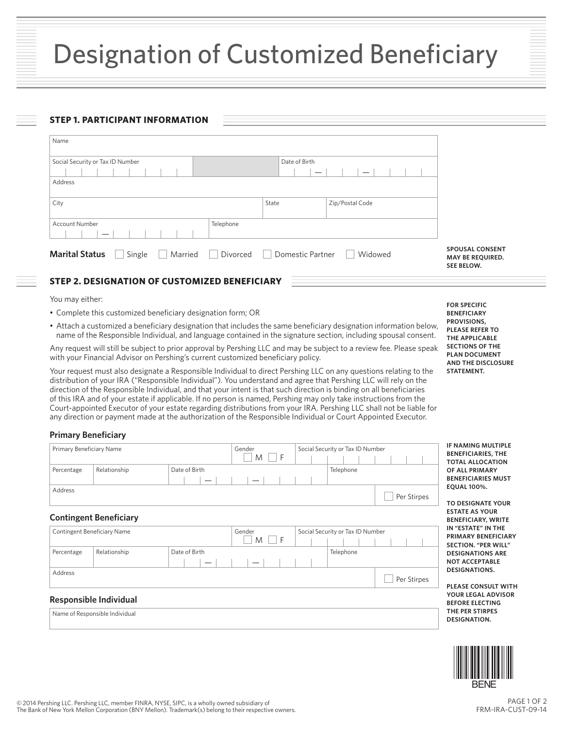# Designation of Customized Beneficiary

## STEP 1. PARTICIPANT INFORMATION

| Name | | | |
|---|---|---|---|
| Social Security or Tax ID Number | | Date of Birth | |
| Address | | | |
| City | State | Zip/Postal Code | |
| Account Number | Telephone | | |

**Marital Status** ☐ Single ☐ Married ☐ Divorced ☐ Domestic Partner ☐ Widowed

**SPOUSAL CONSENT MAY BE REQUIRED. SEE BELOW.**

## STEP 2. DESIGNATION OF CUSTOMIZED BENEFICIARY

You may either:

- Complete this customized beneficiary designation form; OR
- Attach a customized a beneficiary designation that includes the same beneficiary designation information below, name of the Responsible Individual, and language contained in the signature section, including spousal consent.

Any request will still be subject to prior approval by Pershing LLC and may be subject to a review fee. Please speak with your Financial Advisor on Pershing's current customized beneficiary policy.

Your request must also designate a Responsible Individual to direct Pershing LLC on any questions relating to the distribution of your IRA ("Responsible Individual"). You understand and agree that Pershing LLC will rely on the direction of the Responsible Individual, and that your intent is that such direction is binding on all beneficiaries of this IRA and of your estate if applicable. If no person is named, Pershing may only take instructions from the Court-appointed Executor of your estate regarding distributions from your IRA. Pershing LLC shall not be liable for any direction or payment made at the authorization of the Responsible Individual or Court Appointed Executor.

**FOR SPECIFIC BENEFICIARY PROVISIONS, PLEASE REFER TO THE APPLICABLE SECTIONS OF THE PLAN DOCUMENT AND THE DISCLOSURE STATEMENT.**

### Primary Beneficiary

| Primary Beneficiary Name | | | Gender ☐ M ☐ F | Social Security or Tax ID Number |
|---|---|---|---|---|
| Percentage | Relationship | Date of Birth | | Telephone |
| Address | | | | ☐ Per Stirpes |

### Contingent Beneficiary

| Contingent Beneficiary Name | | | Gender ☐ M ☐ F | Social Security or Tax ID Number |
|---|---|---|---|---|
| Percentage | Relationship | Date of Birth | | Telephone |
| Address | | | | ☐ Per Stirpes |

### Responsible Individual

| Name of Responsible Individual |
|---|
| |

**IF NAMING MULTIPLE BENEFICIARIES, THE TOTAL ALLOCATION OF ALL PRIMARY BENEFICIARIES MUST EQUAL 100%.**

**TO DESIGNATE YOUR ESTATE AS YOUR BENEFICIARY, WRITE IN "ESTATE" IN THE PRIMARY BENEFICIARY SECTION. "PER WILL" DESIGNATIONS ARE NOT ACCEPTABLE DESIGNATIONS.**

**PLEASE CONSULT WITH YOUR LEGAL ADVISOR BEFORE ELECTING THE PER STIRPES DESIGNATION.**

BENE

© 2014 Pershing LLC. Pershing LLC, member FINRA, NYSE, SIPC, is a wholly owned subsidiary of The Bank of New York Mellon Corporation (BNY Mellon). Trademark(s) belong to their respective owners.

FRM-IRA-CUST-09-14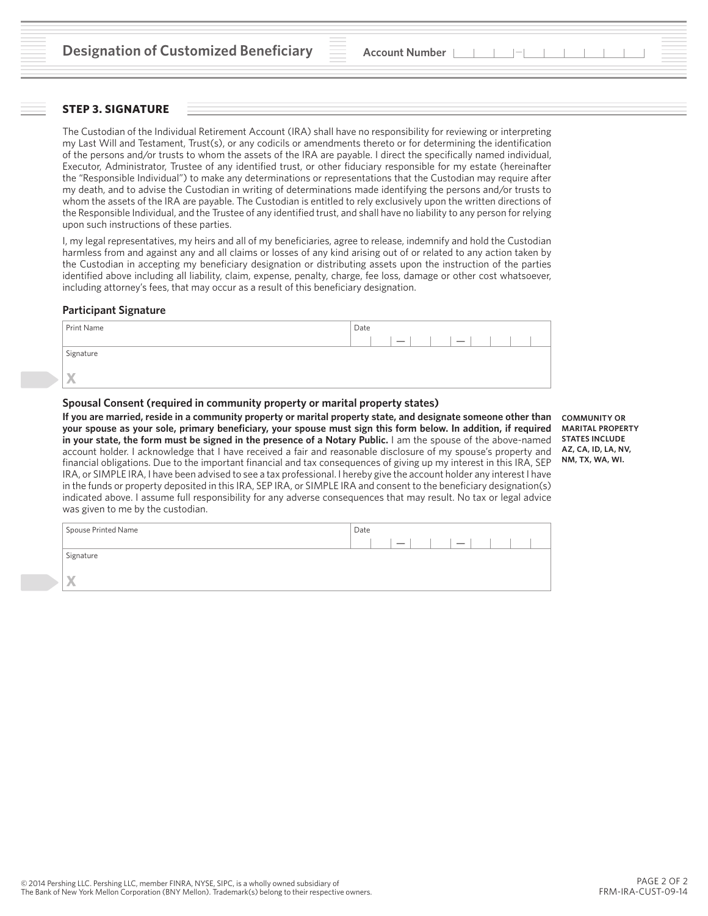## Designation of Customized Beneficiary

Account Number

### STEP 3. SIGNATURE

The Custodian of the Individual Retirement Account (IRA) shall have no responsibility for reviewing or interpreting my Last Will and Testament, Trust(s), or any codicils or amendments thereto or for determining the identification of the persons and/or trusts to whom the assets of the IRA are payable. I direct the specifically named individual, Executor, Administrator, Trustee of any identified trust, or other fiduciary responsible for my estate (hereinafter the "Responsible Individual") to make any determinations or representations that the Custodian may require after my death, and to advise the Custodian in writing of determinations made identifying the persons and/or trusts to whom the assets of the IRA are payable. The Custodian is entitled to rely exclusively upon the written directions of the Responsible Individual, and the Trustee of any identified trust, and shall have no liability to any person for relying upon such instructions of these parties.

I, my legal representatives, my heirs and all of my beneficiaries, agree to release, indemnify and hold the Custodian harmless from and against any and all claims or losses of any kind arising out of or related to any action taken by the Custodian in accepting my beneficiary designation or distributing assets upon the instruction of the parties identified above including all liability, claim, expense, penalty, charge, fee loss, damage or other cost whatsoever, including attorney's fees, that may occur as a result of this beneficiary designation.

#### Participant Signature

| | |
|---|---|
| Print Name | Date __ __ — __ __ — __ __ __ __ |
| Signature<br>X | |

#### Spousal Consent (required in community property or marital property states)

**If you are married, reside in a community property or marital property state, and designate someone other than your spouse as your sole, primary beneficiary, your spouse must sign this form below. In addition, if required in your state, the form must be signed in the presence of a Notary Public.** I am the spouse of the above-named account holder. I acknowledge that I have received a fair and reasonable disclosure of my spouse's property and financial obligations. Due to the important financial and tax consequences of giving up my interest in this IRA, SEP IRA, or SIMPLE IRA, I have been advised to see a tax professional. I hereby give the account holder any interest I have in the funds or property deposited in this IRA, SEP IRA, or SIMPLE IRA and consent to the beneficiary designation(s) indicated above. I assume full responsibility for any adverse consequences that may result. No tax or legal advice was given to me by the custodian.

**COMMUNITY OR MARITAL PROPERTY STATES INCLUDE AZ, CA, ID, LA, NV, NM, TX, WA, WI.**

| | |
|---|---|
| Spouse Printed Name | Date __ __ — __ __ — __ __ __ __ |
| Signature<br>X | |

© 2014 Pershing LLC. Pershing LLC, member FINRA, NYSE, SIPC, is a wholly owned subsidiary of The Bank of New York Mellon Corporation (BNY Mellon). Trademark(s) belong to their respective owners.

FRM-IRA-CUST-09-14